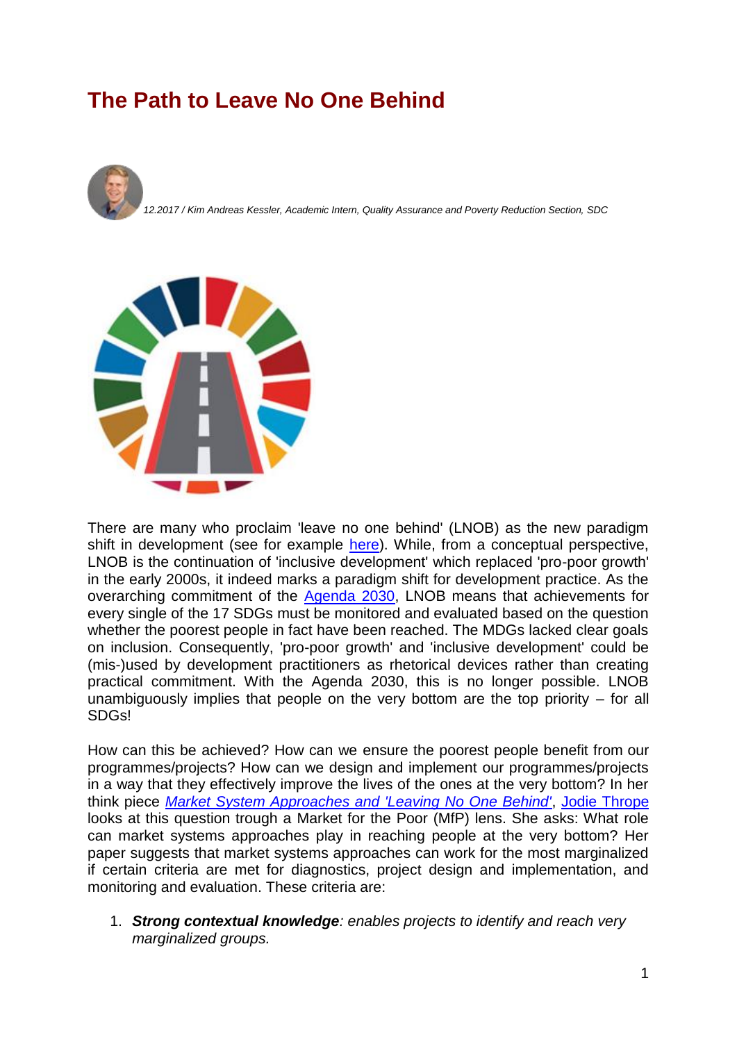# The Path to Leave No One Behind

*12.2017 / Kim Andreas Kessler, Academic Intern, Quality Assurance and Poverty Reduction Section, SDC*

There are many who proclaim 'leave no one behind' (LNOB) as the new paradigm shift in development (see for example here). While, from a conceptual perspective, LNOB is the continuation of 'inclusive development' which replaced 'pro-poor growth' in the early 2000s, it indeed marks a paradigm shift for development practice. As the overarching commitment of the Agenda 2030, LNOB means that achievements for every single of the 17 SDGs must be monitored and evaluated based on the question whether the poorest people in fact have been reached. The MDGs lacked clear goals on inclusion. Consequently, 'pro-poor growth' and 'inclusive development' could be (mis-)used by development practitioners as rhetorical devices rather than creating practical commitment. With the Agenda 2030, this is no longer possible. LNOB unambiguously implies that people on the very bottom are the top priority – for all SDGs!

How can this be achieved? How can we ensure the poorest people benefit from our programmes/projects? How can we design and implement our programmes/projects in a way that they effectively improve the lives of the ones at the very bottom? In her think piece *Market System Approaches and 'Leaving No One Behind'*, Jodie Thrope looks at this question trough a Market for the Poor (MfP) lens. She asks: What role can market systems approaches play in reaching people at the very bottom? Her paper suggests that market systems approaches can work for the most marginalized if certain criteria are met for diagnostics, project design and implementation, and monitoring and evaluation. These criteria are:

1. ***Strong contextual knowledge**: enables projects to identify and reach very marginalized groups.*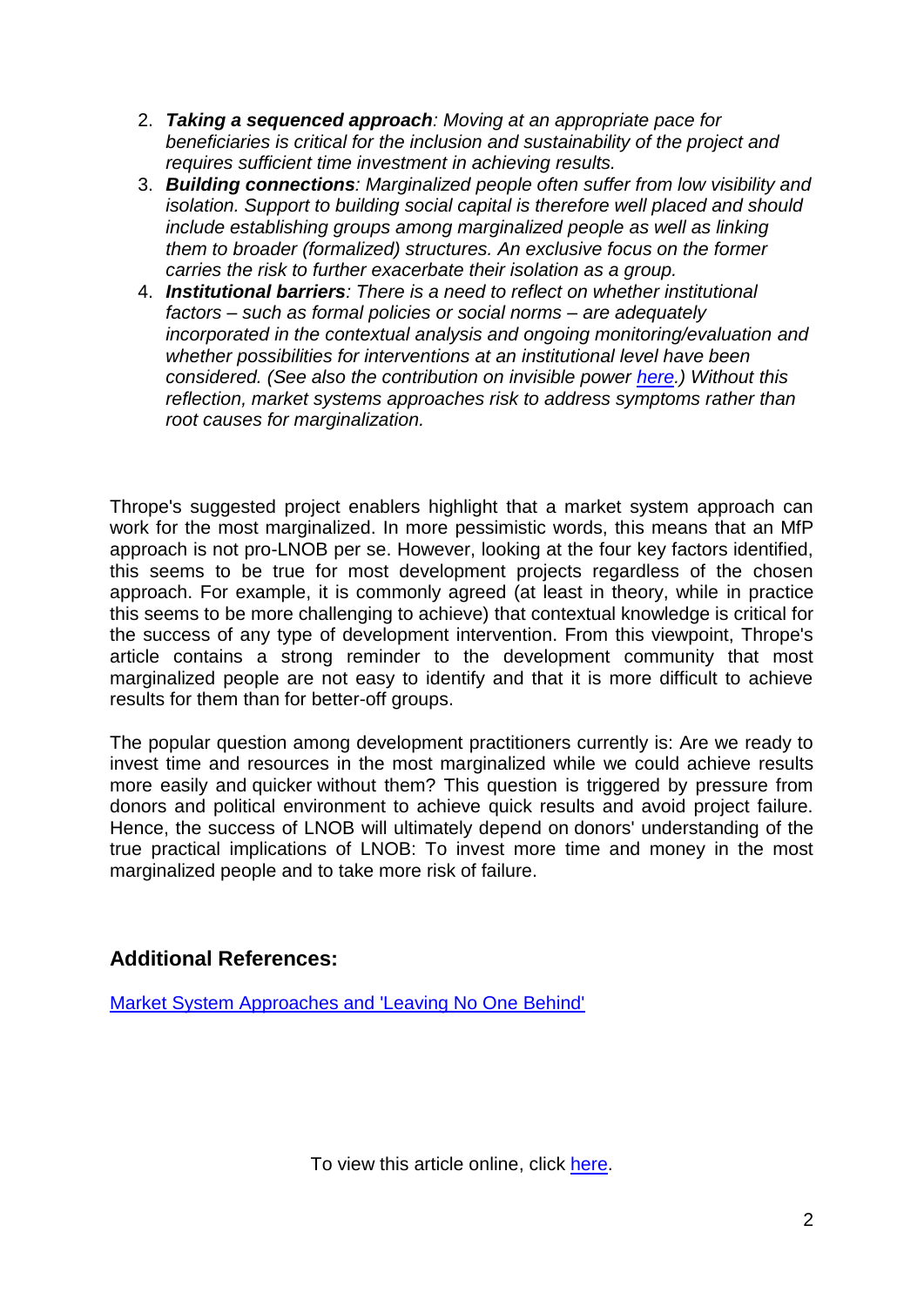2. ***Taking a sequenced approach****: Moving at an appropriate pace for beneficiaries is critical for the inclusion and sustainability of the project and requires sufficient time investment in achieving results.*
3. ***Building connections****: Marginalized people often suffer from low visibility and isolation. Support to building social capital is therefore well placed and should include establishing groups among marginalized people as well as linking them to broader (formalized) structures. An exclusive focus on the former carries the risk to further exacerbate their isolation as a group.*
4. ***Institutional barriers****: There is a need to reflect on whether institutional factors – such as formal policies or social norms – are adequately incorporated in the contextual analysis and ongoing monitoring/evaluation and whether possibilities for interventions at an institutional level have been considered. (See also the contribution on invisible power here.) Without this reflection, market systems approaches risk to address symptoms rather than root causes for marginalization.*

Thrope's suggested project enablers highlight that a market system approach can work for the most marginalized. In more pessimistic words, this means that an MfP approach is not pro-LNOB per se. However, looking at the four key factors identified, this seems to be true for most development projects regardless of the chosen approach. For example, it is commonly agreed (at least in theory, while in practice this seems to be more challenging to achieve) that contextual knowledge is critical for the success of any type of development intervention. From this viewpoint, Thrope's article contains a strong reminder to the development community that most marginalized people are not easy to identify and that it is more difficult to achieve results for them than for better-off groups.

The popular question among development practitioners currently is: Are we ready to invest time and resources in the most marginalized while we could achieve results more easily and quicker without them? This question is triggered by pressure from donors and political environment to achieve quick results and avoid project failure. Hence, the success of LNOB will ultimately depend on donors' understanding of the true practical implications of LNOB: To invest more time and money in the most marginalized people and to take more risk of failure.

## Additional References:

Market System Approaches and 'Leaving No One Behind'

To view this article online, click here.